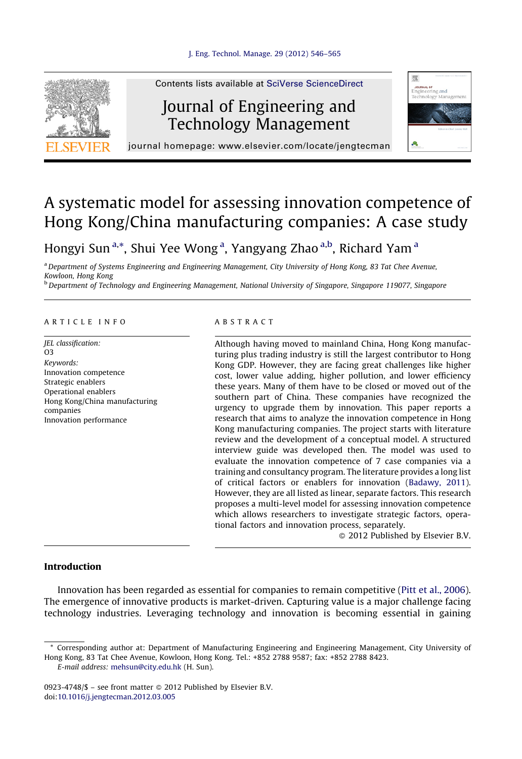# A systematic model for assessing innovation competence of Hong Kong/China manufacturing companies: A case study

Hongyi Sun [a,*], Shui Yee Wong [a], Yangyang Zhao [a,b], Richard Yam [a]

[a] Department of Systems Engineering and Engineering Management, City University of Hong Kong, 83 Tat Chee Avenue, Kowloon, Hong Kong

[b] Department of Technology and Engineering Management, National University of Singapore, Singapore 119077, Singapore

**ARTICLE INFO**

*JEL classification:*
O3

*Keywords:*
Innovation competence
Strategic enablers
Operational enablers
Hong Kong/China manufacturing companies
Innovation performance

**ABSTRACT**

Although having moved to mainland China, Hong Kong manufacturing plus trading industry is still the largest contributor to Hong Kong GDP. However, they are facing great challenges like higher cost, lower value adding, higher pollution, and lower efficiency these years. Many of them have to be closed or moved out of the southern part of China. These companies have recognized the urgency to upgrade them by innovation. This paper reports a research that aims to analyze the innovation competence in Hong Kong manufacturing companies. The project starts with literature review and the development of a conceptual model. A structured interview guide was developed then. The model was used to evaluate the innovation competence of 7 case companies via a training and consultancy program. The literature provides a long list of critical factors or enablers for innovation (Badawy, 2011). However, they are all listed as linear, separate factors. This research proposes a multi-level model for assessing innovation competence which allows researchers to investigate strategic factors, operational factors and innovation process, separately.

© 2012 Published by Elsevier B.V.

## Introduction

Innovation has been regarded as essential for companies to remain competitive (Pitt et al., 2006). The emergence of innovative products is market-driven. Capturing value is a major challenge facing technology industries. Leveraging technology and innovation is becoming essential in gaining

\* Corresponding author at: Department of Manufacturing Engineering and Engineering Management, City University of Hong Kong, 83 Tat Chee Avenue, Kowloon, Hong Kong. Tel.: +852 2788 9587; fax: +852 2788 8423.
*E-mail address:* mehsun@city.edu.hk (H. Sun).

0923-4748/$ – see front matter © 2012 Published by Elsevier B.V.
doi:10.1016/j.jengtecman.2012.03.005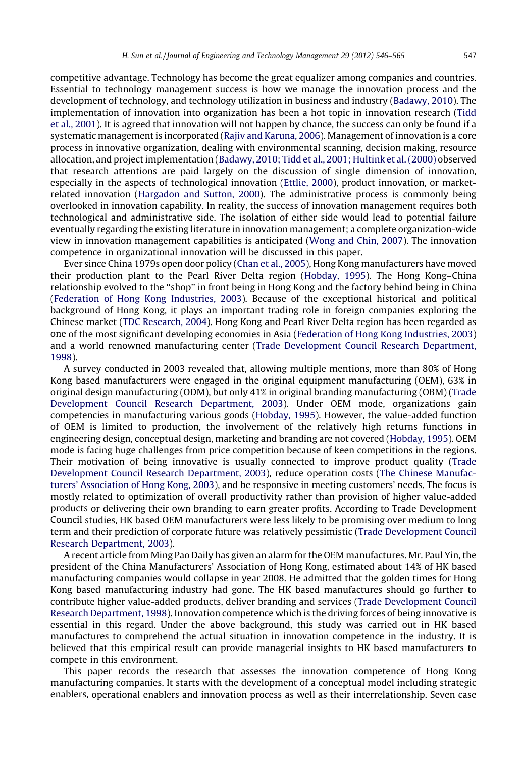competitive advantage. Technology has become the great equalizer among companies and countries. Essential to technology management success is how we manage the innovation process and the development of technology, and technology utilization in business and industry (Badawy, 2010). The implementation of innovation into organization has been a hot topic in innovation research (Tidd et al., 2001). It is agreed that innovation will not happen by chance, the success can only be found if a systematic management is incorporated (Rajiv and Karuna, 2006). Management of innovation is a core process in innovative organization, dealing with environmental scanning, decision making, resource allocation, and project implementation (Badawy, 2010; Tidd et al., 2001; Hultink et al. (2000) observed that research attentions are paid largely on the discussion of single dimension of innovation, especially in the aspects of technological innovation (Ettlie, 2000), product innovation, or market-related innovation (Hargadon and Sutton, 2000). The administrative process is commonly being overlooked in innovation capability. In reality, the success of innovation management requires both technological and administrative side. The isolation of either side would lead to potential failure eventually regarding the existing literature in innovation management; a complete organization-wide view in innovation management capabilities is anticipated (Wong and Chin, 2007). The innovation competence in organizational innovation will be discussed in this paper.

Ever since China 1979s open door policy (Chan et al., 2005), Hong Kong manufacturers have moved their production plant to the Pearl River Delta region (Hobday, 1995). The Hong Kong–China relationship evolved to the ''shop'' in front being in Hong Kong and the factory behind being in China (Federation of Hong Kong Industries, 2003). Because of the exceptional historical and political background of Hong Kong, it plays an important trading role in foreign companies exploring the Chinese market (TDC Research, 2004). Hong Kong and Pearl River Delta region has been regarded as one of the most significant developing economies in Asia (Federation of Hong Kong Industries, 2003) and a world renowned manufacturing center (Trade Development Council Research Department, 1998).

A survey conducted in 2003 revealed that, allowing multiple mentions, more than 80% of Hong Kong based manufacturers were engaged in the original equipment manufacturing (OEM), 63% in original design manufacturing (ODM), but only 41% in original branding manufacturing (OBM) (Trade Development Council Research Department, 2003). Under OEM mode, organizations gain competencies in manufacturing various goods (Hobday, 1995). However, the value-added function of OEM is limited to production, the involvement of the relatively high returns functions in engineering design, conceptual design, marketing and branding are not covered (Hobday, 1995). OEM mode is facing huge challenges from price competition because of keen competitions in the regions. Their motivation of being innovative is usually connected to improve product quality (Trade Development Council Research Department, 2003), reduce operation costs (The Chinese Manufacturers' Association of Hong Kong, 2003), and be responsive in meeting customers' needs. The focus is mostly related to optimization of overall productivity rather than provision of higher value-added products or delivering their own branding to earn greater profits. According to Trade Development Council studies, HK based OEM manufacturers were less likely to be promising over medium to long term and their prediction of corporate future was relatively pessimistic (Trade Development Council Research Department, 2003).

A recent article from Ming Pao Daily has given an alarm for the OEM manufactures. Mr. Paul Yin, the president of the China Manufacturers' Association of Hong Kong, estimated about 14% of HK based manufacturing companies would collapse in year 2008. He admitted that the golden times for Hong Kong based manufacturing industry had gone. The HK based manufactures should go further to contribute higher value-added products, deliver branding and services (Trade Development Council Research Department, 1998). Innovation competence which is the driving forces of being innovative is essential in this regard. Under the above background, this study was carried out in HK based manufactures to comprehend the actual situation in innovation competence in the industry. It is believed that this empirical result can provide managerial insights to HK based manufacturers to compete in this environment.

This paper records the research that assesses the innovation competence of Hong Kong manufacturing companies. It starts with the development of a conceptual model including strategic enablers, operational enablers and innovation process as well as their interrelationship. Seven case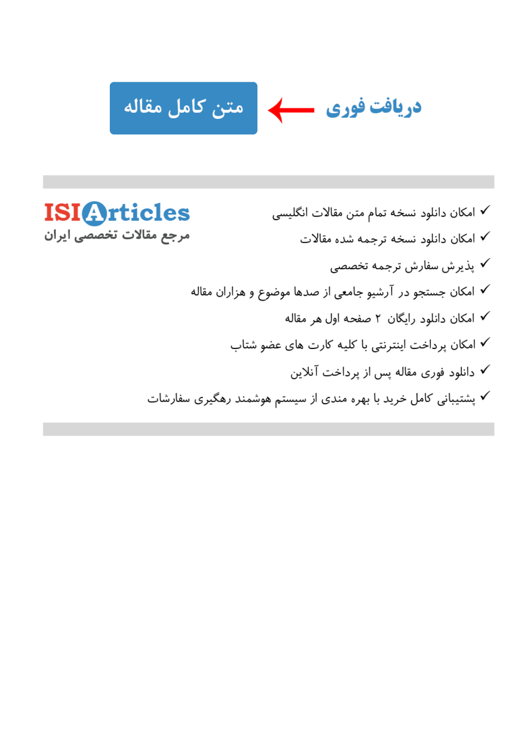دریافت فوری ← متن کامل مقاله

**ISIArticles**
مرجع مقالات تخصصی ایران

- ✓ امکان دانلود نسخه تمام متن مقالات انگلیسی
- ✓ امکان دانلود نسخه ترجمه شده مقالات
- ✓ پذیرش سفارش ترجمه تخصصی
- ✓ امکان جستجو در آرشیو جامعی از صدها موضوع و هزاران مقاله
- ✓ امکان دانلود رایگان ۲ صفحه اول هر مقاله
- ✓ امکان پرداخت اینترنتی با کلیه کارت های عضو شتاب
- ✓ دانلود فوری مقاله پس از پرداخت آنلاین
- ✓ پشتیبانی کامل خرید با بهره مندی از سیستم هوشمند رهگیری سفارشات